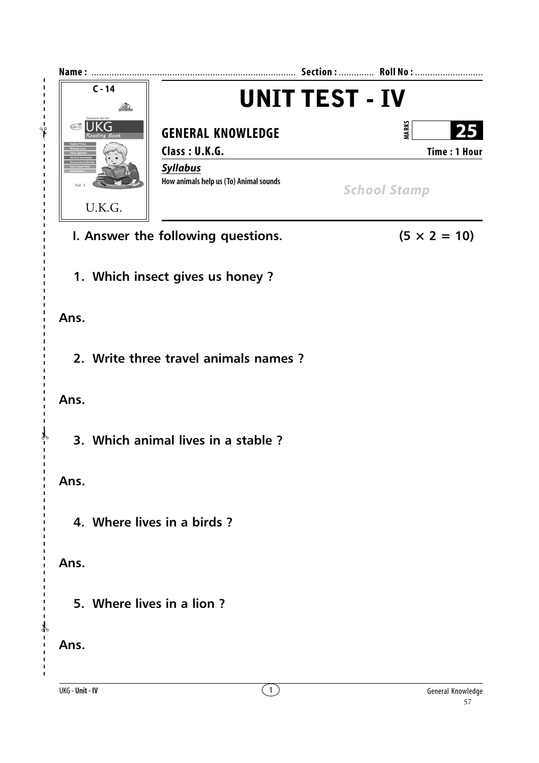**Name :** ................................................................................ **Section :** ............. **Roll No :** ...........................

C - 14

UKG Reading Book

U.K.G.

# UNIT TEST - IV

## GENERAL KNOWLEDGE

**MARKS** **25**

**Class : U.K.G.** **Time : 1 Hour**

***Syllabus***

**How animals help us (To) Animal sounds**

*School Stamp*

**I. Answer the following questions.** **(5 × 2 = 10)**

**1. Which insect gives us honey ?**

**Ans.**

**2. Write three travel animals names ?**

**Ans.**

**3. Which animal lives in a stable ?**

**Ans.**

**4. Where lives in a birds ?**

**Ans.**

**5. Where lives in a lion ?**

**Ans.**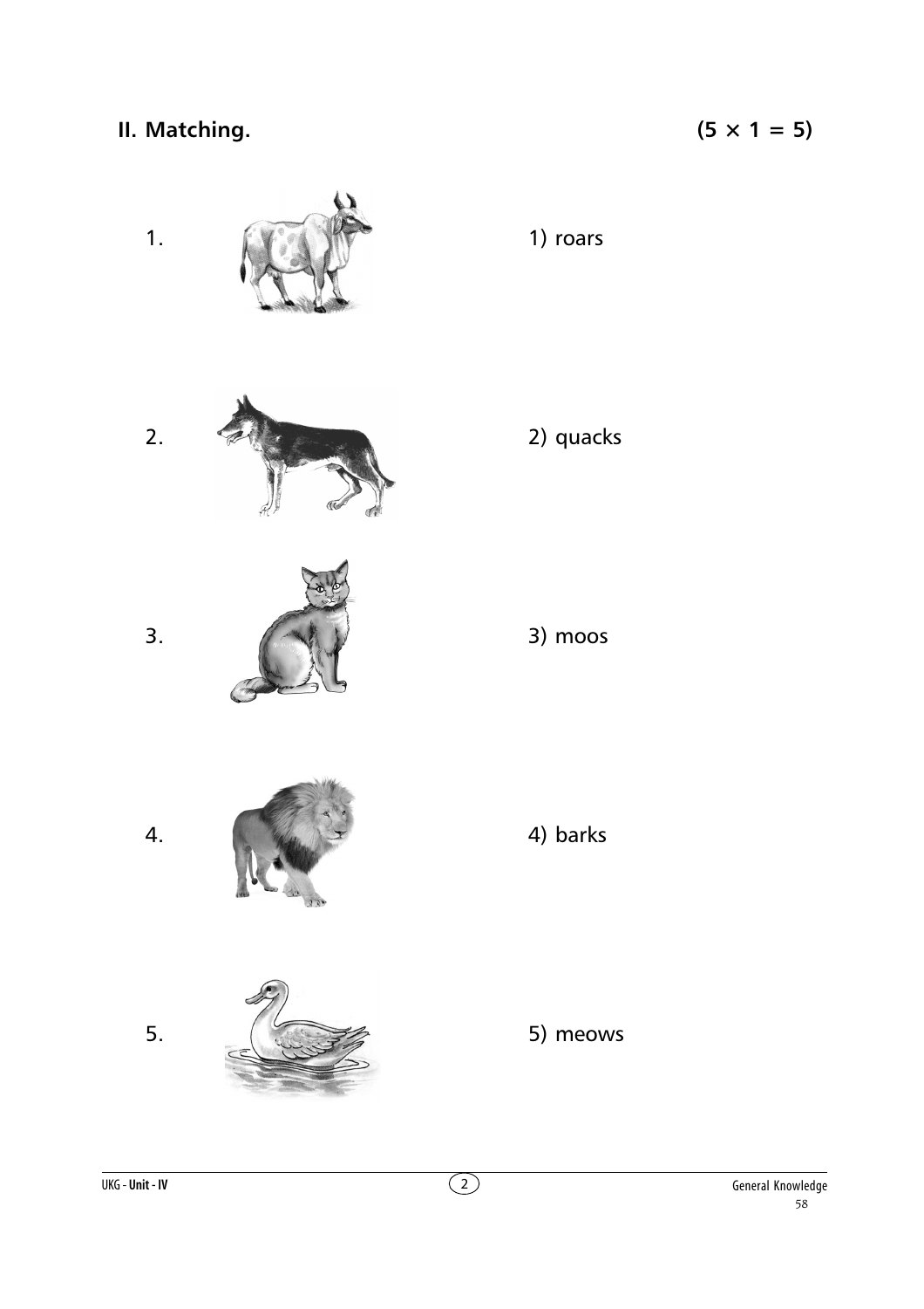## II. Matching. (5 × 1 = 5)

| | |
|---|---|
| 1. | 1) roars |
| 2. | 2) quacks |
| 3. | 3) moos |
| 4. | 4) barks |
| 5. | 5) meows |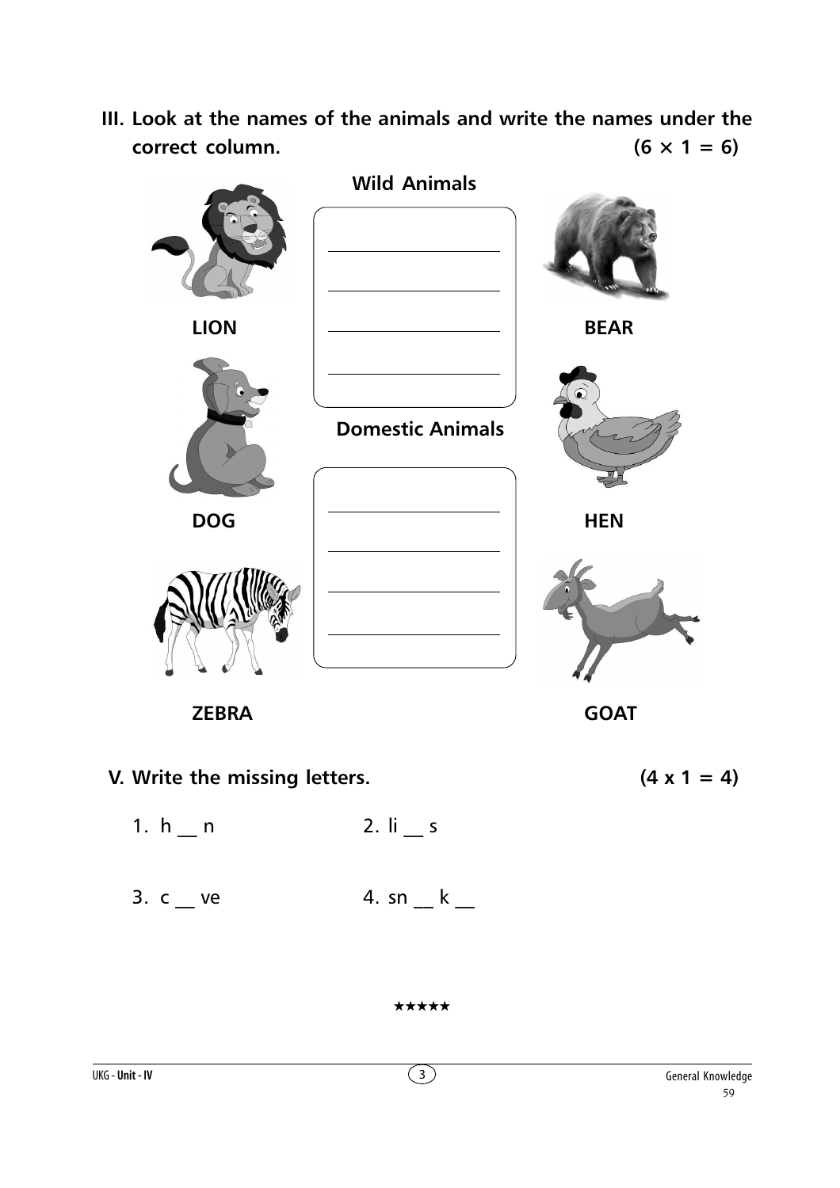**III. Look at the names of the animals and write the names under the correct column.** **(6 × 1 = 6)**

**Wild Animals**

______________

______________

______________

______________

**Domestic Animals**

______________

______________

______________

______________

**LION**

**BEAR**

**DOG**

**HEN**

**ZEBRA**

**GOAT**

**V. Write the missing letters.** **(4 x 1 = 4)**

1. h __ n
2. li __ s
3. c __ ve
4. sn __ k __

★★★★★